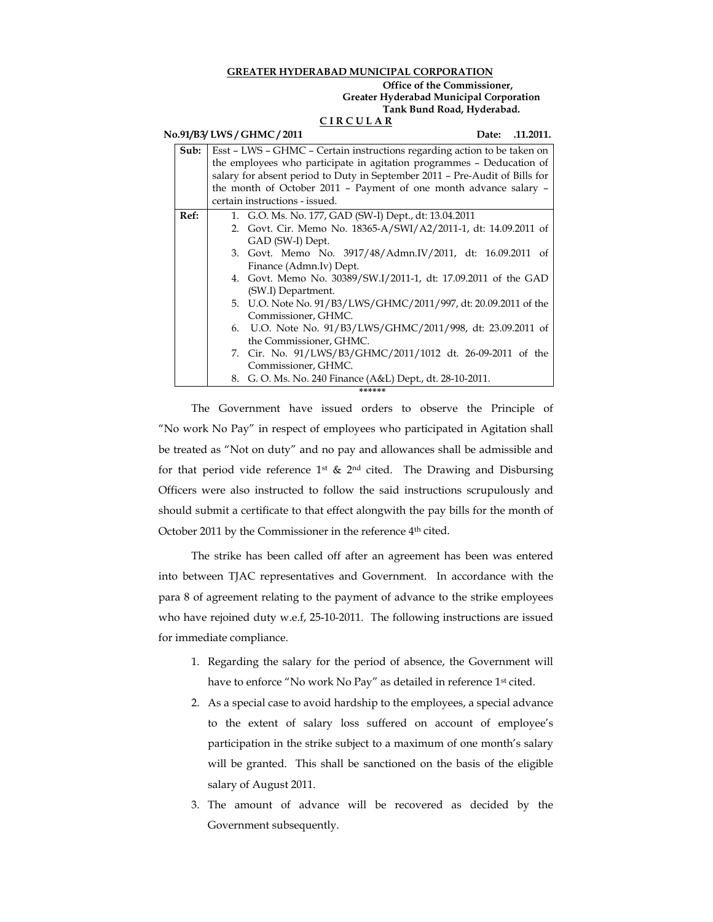**GREATER HYDERABAD MUNICIPAL CORPORATION**

**Office of the Commissioner,**
**Greater Hyderabad Municipal Corporation**
**Tank Bund Road, Hyderabad.**

**C I R C U L A R**

**No.91/B3/ LWS / GHMC / 2011** **Date: .11.2011.**

| | |
|---|---|
| **Sub:** | Esst – LWS – GHMC – Certain instructions regarding action to be taken on the employees who participate in agitation programmes – Deducation of salary for absent period to Duty in September 2011 – Pre-Audit of Bills for the month of October 2011 – Payment of one month advance salary – certain instructions - issued. |
| **Ref:** | 1. G.O. Ms. No. 177, GAD (SW-I) Dept., dt: 13.04.2011<br>2. Govt. Cir. Memo No. 18365-A/SWI/A2/2011-1, dt: 14.09.2011 of GAD (SW-I) Dept.<br>3. Govt. Memo No. 3917/48/Admn.IV/2011, dt: 16.09.2011 of Finance (Admn.Iv) Dept.<br>4. Govt. Memo No. 30389/SW.I/2011-1, dt: 17.09.2011 of the GAD (SW.I) Department.<br>5. U.O. Note No. 91/B3/LWS/GHMC/2011/997, dt: 20.09.2011 of the Commissioner, GHMC.<br>6. U.O. Note No. 91/B3/LWS/GHMC/2011/998, dt: 23.09.2011 of the Commissioner, GHMC.<br>7. Cir. No. 91/LWS/B3/GHMC/2011/1012 dt. 26-09-2011 of the Commissioner, GHMC.<br>8. G. O. Ms. No. 240 Finance (A&L) Dept., dt. 28-10-2011. |

\*\*\*\*\*\*

The Government have issued orders to observe the Principle of "No work No Pay" in respect of employees who participated in Agitation shall be treated as "Not on duty" and no pay and allowances shall be admissible and for that period vide reference 1st & 2nd cited. The Drawing and Disbursing Officers were also instructed to follow the said instructions scrupulously and should submit a certificate to that effect alongwith the pay bills for the month of October 2011 by the Commissioner in the reference 4th cited.

The strike has been called off after an agreement has been was entered into between TJAC representatives and Government. In accordance with the para 8 of agreement relating to the payment of advance to the strike employees who have rejoined duty w.e.f, 25-10-2011. The following instructions are issued for immediate compliance.

1. Regarding the salary for the period of absence, the Government will have to enforce "No work No Pay" as detailed in reference 1st cited.
2. As a special case to avoid hardship to the employees, a special advance to the extent of salary loss suffered on account of employee's participation in the strike subject to a maximum of one month's salary will be granted. This shall be sanctioned on the basis of the eligible salary of August 2011.
3. The amount of advance will be recovered as decided by the Government subsequently.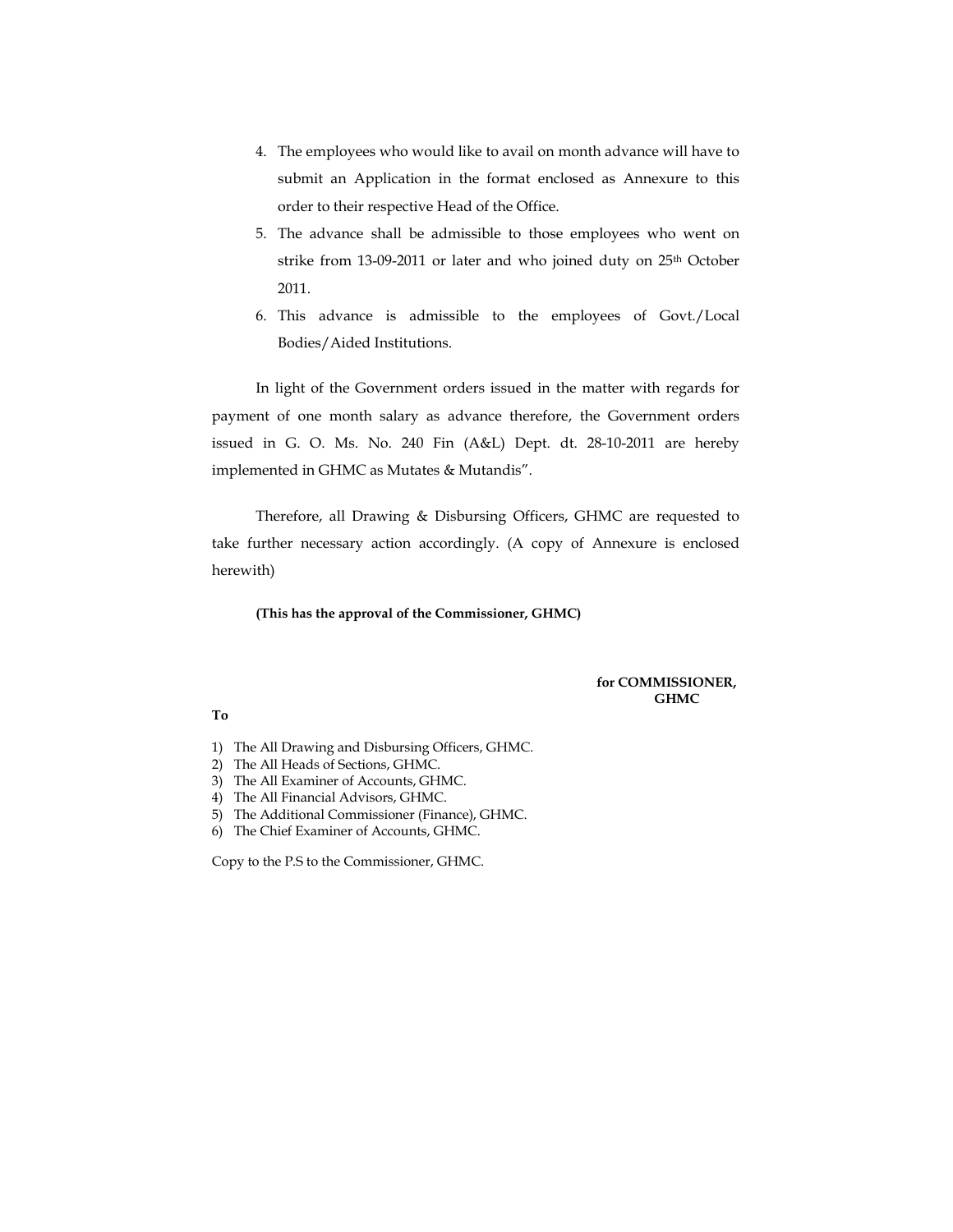4. The employees who would like to avail on month advance will have to submit an Application in the format enclosed as Annexure to this order to their respective Head of the Office.
5. The advance shall be admissible to those employees who went on strike from 13-09-2011 or later and who joined duty on 25th October 2011.
6. This advance is admissible to the employees of Govt./Local Bodies/Aided Institutions.

In light of the Government orders issued in the matter with regards for payment of one month salary as advance therefore, the Government orders issued in G. O. Ms. No. 240 Fin (A&L) Dept. dt. 28-10-2011 are hereby implemented in GHMC as Mutates & Mutandis".

Therefore, all Drawing & Disbursing Officers, GHMC are requested to take further necessary action accordingly. (A copy of Annexure is enclosed herewith)

**(This has the approval of the Commissioner, GHMC)**

**for COMMISSIONER,**
**GHMC**

**To**

1) The All Drawing and Disbursing Officers, GHMC.
2) The All Heads of Sections, GHMC.
3) The All Examiner of Accounts, GHMC.
4) The All Financial Advisors, GHMC.
5) The Additional Commissioner (Finance), GHMC.
6) The Chief Examiner of Accounts, GHMC.

Copy to the P.S to the Commissioner, GHMC.